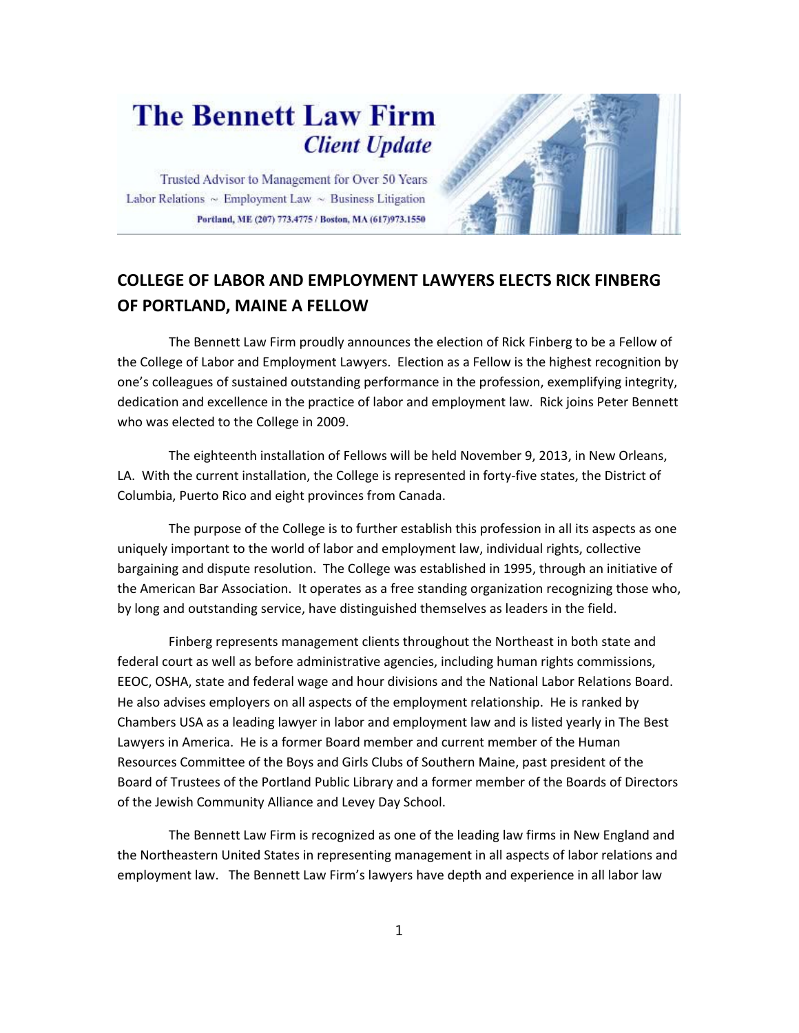# The Bennett Law Firm

## *Client Update*

Trusted Advisor to Management for Over 50 Years

Labor Relations ~ Employment Law ~ Business Litigation

**Portland, ME (207) 773.4775 / Boston, MA (617)973.1550**

## COLLEGE OF LABOR AND EMPLOYMENT LAWYERS ELECTS RICK FINBERG OF PORTLAND, MAINE A FELLOW

The Bennett Law Firm proudly announces the election of Rick Finberg to be a Fellow of the College of Labor and Employment Lawyers. Election as a Fellow is the highest recognition by one's colleagues of sustained outstanding performance in the profession, exemplifying integrity, dedication and excellence in the practice of labor and employment law. Rick joins Peter Bennett who was elected to the College in 2009.

The eighteenth installation of Fellows will be held November 9, 2013, in New Orleans, LA. With the current installation, the College is represented in forty-five states, the District of Columbia, Puerto Rico and eight provinces from Canada.

The purpose of the College is to further establish this profession in all its aspects as one uniquely important to the world of labor and employment law, individual rights, collective bargaining and dispute resolution. The College was established in 1995, through an initiative of the American Bar Association. It operates as a free standing organization recognizing those who, by long and outstanding service, have distinguished themselves as leaders in the field.

Finberg represents management clients throughout the Northeast in both state and federal court as well as before administrative agencies, including human rights commissions, EEOC, OSHA, state and federal wage and hour divisions and the National Labor Relations Board. He also advises employers on all aspects of the employment relationship. He is ranked by Chambers USA as a leading lawyer in labor and employment law and is listed yearly in The Best Lawyers in America. He is a former Board member and current member of the Human Resources Committee of the Boys and Girls Clubs of Southern Maine, past president of the Board of Trustees of the Portland Public Library and a former member of the Boards of Directors of the Jewish Community Alliance and Levey Day School.

The Bennett Law Firm is recognized as one of the leading law firms in New England and the Northeastern United States in representing management in all aspects of labor relations and employment law. The Bennett Law Firm's lawyers have depth and experience in all labor law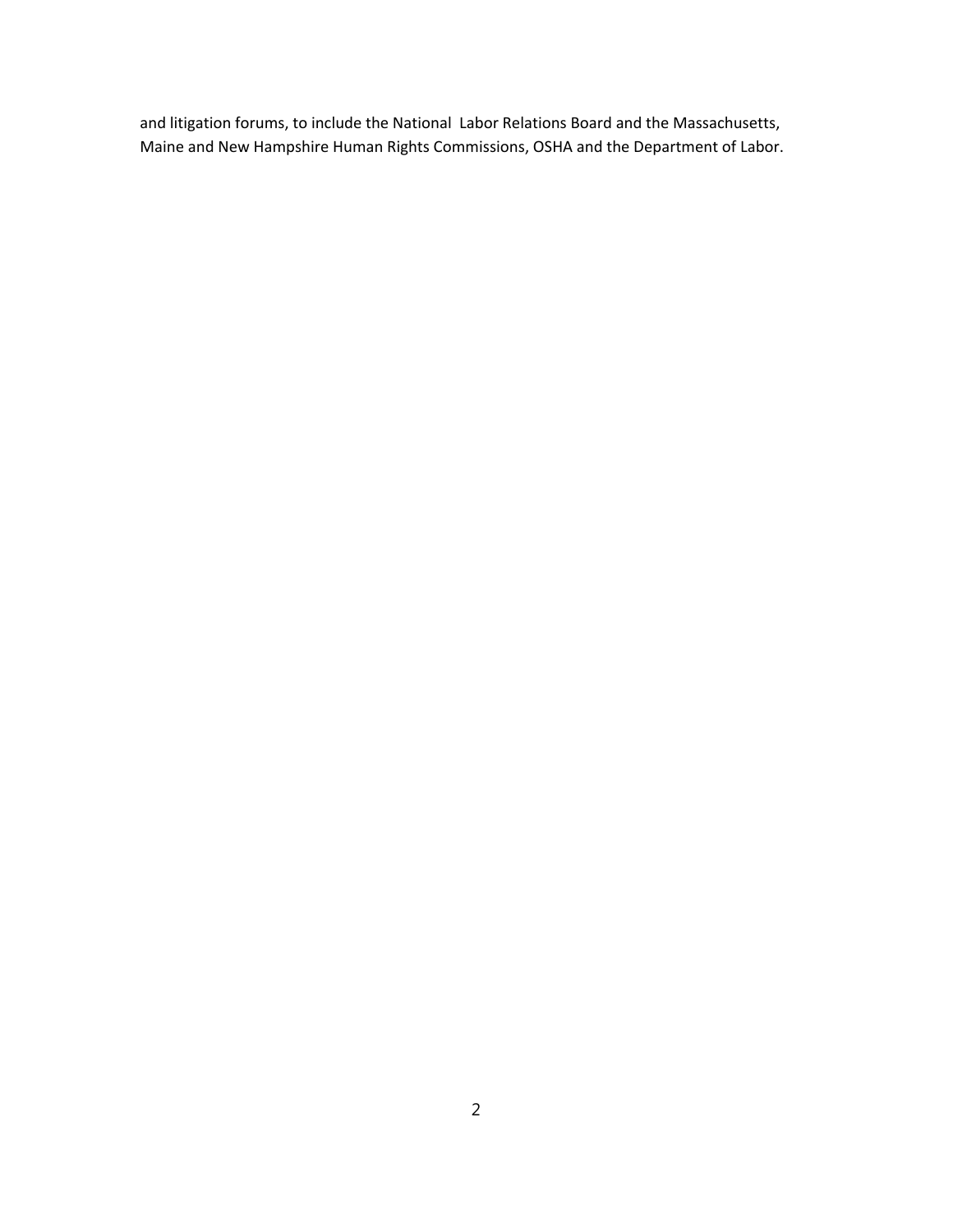and litigation forums, to include the National Labor Relations Board and the Massachusetts, Maine and New Hampshire Human Rights Commissions, OSHA and the Department of Labor.